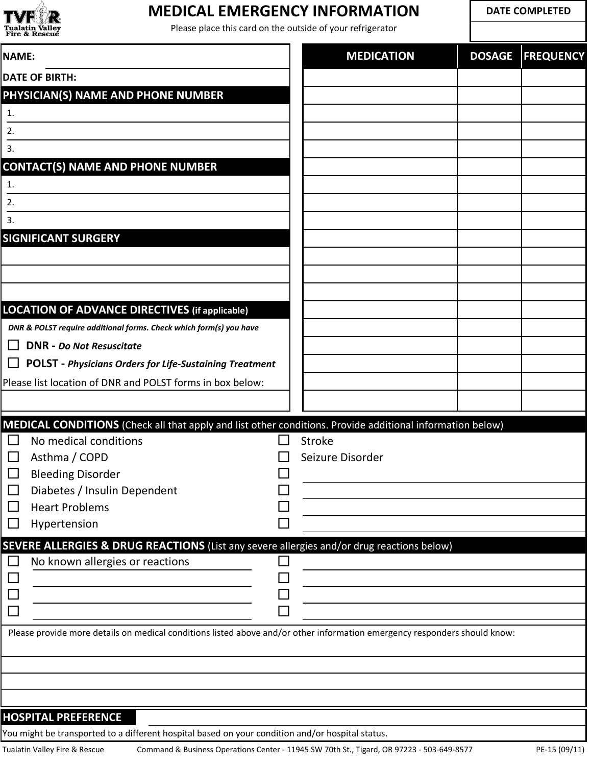Tualatin Valley Fire & Rescue

# MEDICAL EMERGENCY INFORMATION

Please place this card on the outside of your refrigerator

| DATE COMPLETED |
| --- |
| |

NAME:

DATE OF BIRTH:

## PHYSICIAN(S) NAME AND PHONE NUMBER

1.
2.
3.

## CONTACT(S) NAME AND PHONE NUMBER

1.
2.
3.

## SIGNIFICANT SURGERY

## LOCATION OF ADVANCE DIRECTIVES (if applicable)

*DNR & POLST require additional forms. Check which form(s) you have*

- ☐ **DNR -** ***Do Not Resuscitate***
- ☐ **POLST -** ***Physicians Orders for Life-Sustaining Treatment***

Please list location of DNR and POLST forms in box below:

| MEDICATION | DOSAGE | FREQUENCY |
| --- | --- | --- |
| | | |
| | | |
| | | |
| | | |
| | | |
| | | |
| | | |
| | | |
| | | |
| | | |
| | | |
| | | |
| | | |
| | | |
| | | |
| | | |
| | | |
| | | |
| | | |

## MEDICAL CONDITIONS (Check all that apply and list other conditions. Provide additional information below)

- ☐ No medical conditions
- ☐ Asthma / COPD
- ☐ Bleeding Disorder
- ☐ Diabetes / Insulin Dependent
- ☐ Heart Problems
- ☐ Hypertension
- ☐ Stroke
- ☐ Seizure Disorder
- ☐
- ☐
- ☐
- ☐

## SEVERE ALLERGIES & DRUG REACTIONS (List any severe allergies and/or drug reactions below)

- ☐ No known allergies or reactions
- ☐
- ☐
- ☐
- ☐
- ☐
- ☐
- ☐

Please provide more details on medical conditions listed above and/or other information emergency responders should know:

## HOSPITAL PREFERENCE

You might be transported to a different hospital based on your condition and/or hospital status.

Tualatin Valley Fire & Rescue    Command & Business Operations Center - 11945 SW 70th St., Tigard, OR 97223 - 503-649-8577    PE-15 (09/11)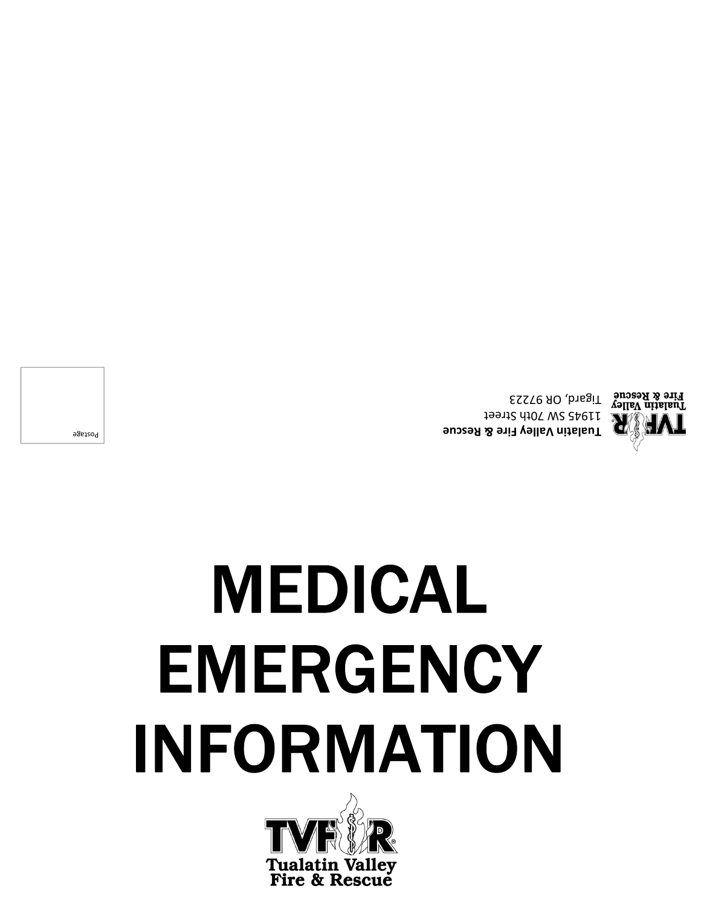Tualatin Valley Fire & Rescue
11945 SW 70th Street
Tigard, OR 97223

Postage

# MEDICAL EMERGENCY INFORMATION

TVF&R
Tualatin Valley Fire & Rescue